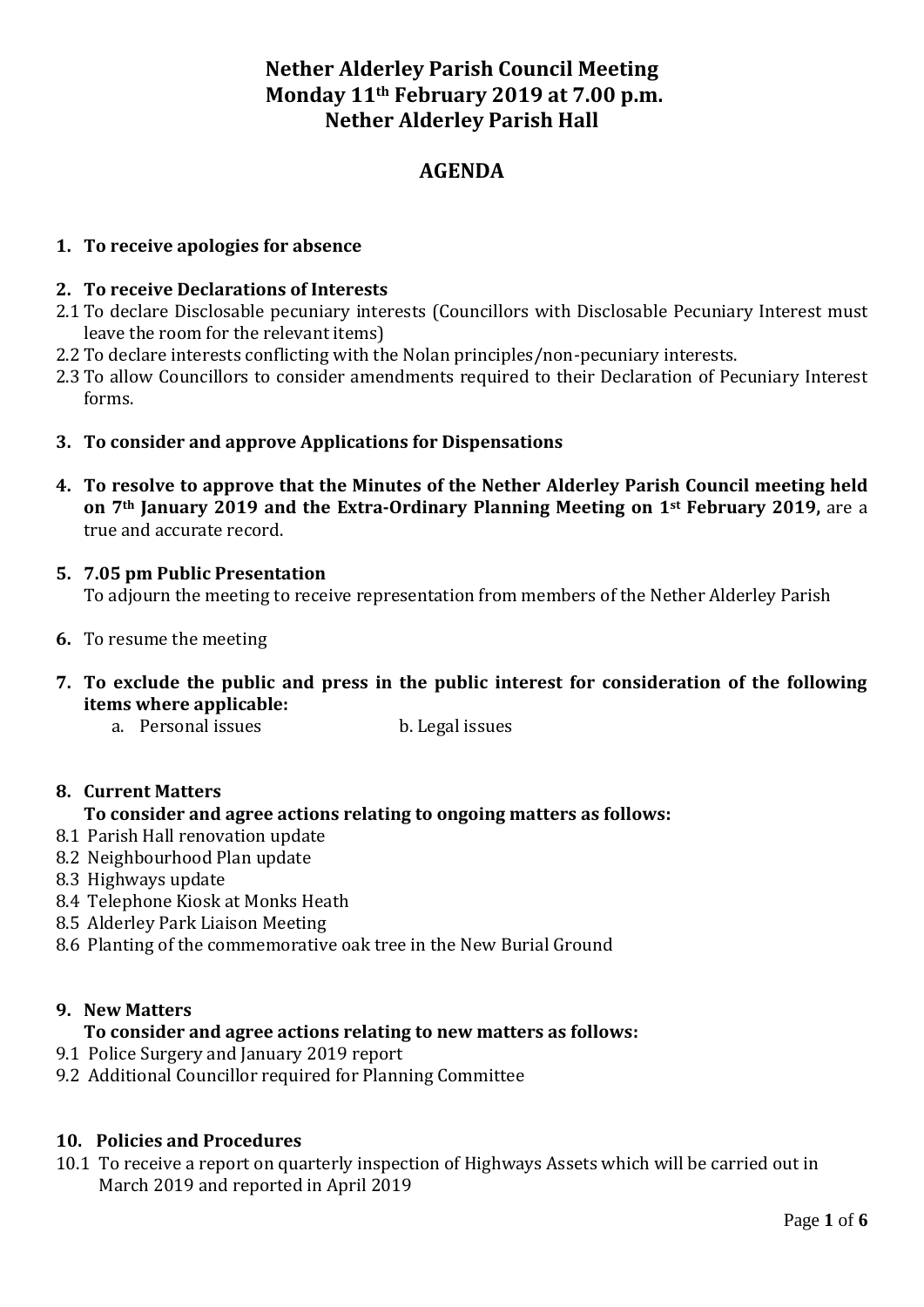# Nether Alderley Parish Council Meeting
# Monday 11th February 2019 at 7.00 p.m.
# Nether Alderley Parish Hall

## AGENDA

**1. To receive apologies for absence**

**2. To receive Declarations of Interests**

2.1 To declare Disclosable pecuniary interests (Councillors with Disclosable Pecuniary Interest must leave the room for the relevant items)

2.2 To declare interests conflicting with the Nolan principles/non-pecuniary interests.

2.3 To allow Councillors to consider amendments required to their Declaration of Pecuniary Interest forms.

**3. To consider and approve Applications for Dispensations**

**4. To resolve to approve that the Minutes of the Nether Alderley Parish Council meeting held on 7th January 2019 and the Extra-Ordinary Planning Meeting on 1st February 2019,** are a true and accurate record.

**5. 7.05 pm Public Presentation**

To adjourn the meeting to receive representation from members of the Nether Alderley Parish

**6.** To resume the meeting

**7. To exclude the public and press in the public interest for consideration of the following items where applicable:**

a. Personal issues b. Legal issues

**8. Current Matters**

**To consider and agree actions relating to ongoing matters as follows:**

8.1 Parish Hall renovation update

8.2 Neighbourhood Plan update

8.3 Highways update

8.4 Telephone Kiosk at Monks Heath

8.5 Alderley Park Liaison Meeting

8.6 Planting of the commemorative oak tree in the New Burial Ground

**9. New Matters**

**To consider and agree actions relating to new matters as follows:**

9.1 Police Surgery and January 2019 report

9.2 Additional Councillor required for Planning Committee

**10. Policies and Procedures**

10.1 To receive a report on quarterly inspection of Highways Assets which will be carried out in March 2019 and reported in April 2019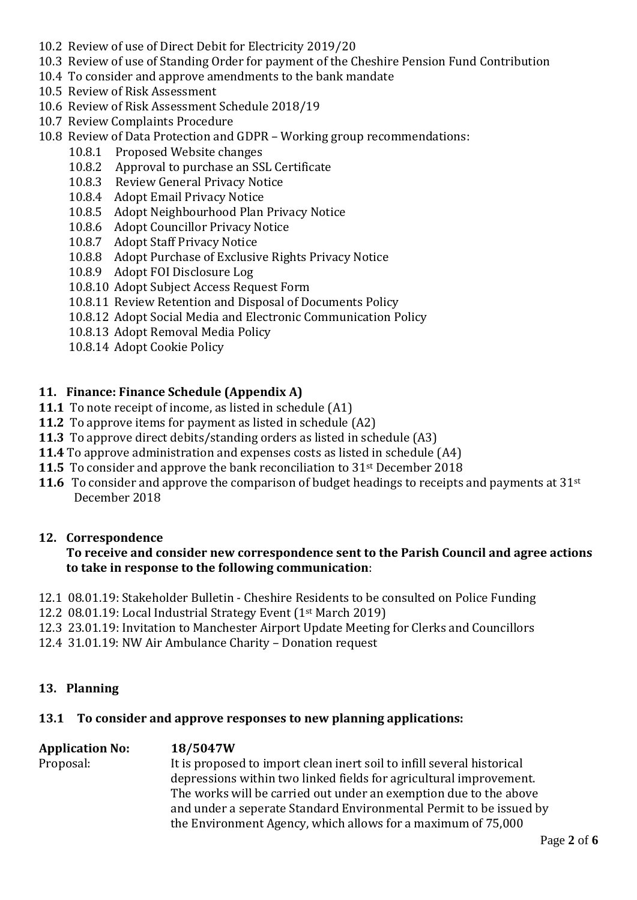10.2 Review of use of Direct Debit for Electricity 2019/20
10.3 Review of use of Standing Order for payment of the Cheshire Pension Fund Contribution
10.4 To consider and approve amendments to the bank mandate
10.5 Review of Risk Assessment
10.6 Review of Risk Assessment Schedule 2018/19
10.7 Review Complaints Procedure
10.8 Review of Data Protection and GDPR – Working group recommendations:
   10.8.1 Proposed Website changes
   10.8.2 Approval to purchase an SSL Certificate
   10.8.3 Review General Privacy Notice
   10.8.4 Adopt Email Privacy Notice
   10.8.5 Adopt Neighbourhood Plan Privacy Notice
   10.8.6 Adopt Councillor Privacy Notice
   10.8.7 Adopt Staff Privacy Notice
   10.8.8 Adopt Purchase of Exclusive Rights Privacy Notice
   10.8.9 Adopt FOI Disclosure Log
   10.8.10 Adopt Subject Access Request Form
   10.8.11 Review Retention and Disposal of Documents Policy
   10.8.12 Adopt Social Media and Electronic Communication Policy
   10.8.13 Adopt Removal Media Policy
   10.8.14 Adopt Cookie Policy

## 11. Finance: Finance Schedule (Appendix A)

**11.1** To note receipt of income, as listed in schedule (A1)
**11.2** To approve items for payment as listed in schedule (A2)
**11.3** To approve direct debits/standing orders as listed in schedule (A3)
**11.4** To approve administration and expenses costs as listed in schedule (A4)
**11.5** To consider and approve the bank reconciliation to 31st December 2018
**11.6** To consider and approve the comparison of budget headings to receipts and payments at 31st December 2018

## 12. Correspondence

**To receive and consider new correspondence sent to the Parish Council and agree actions to take in response to the following communication**:

12.1 08.01.19: Stakeholder Bulletin - Cheshire Residents to be consulted on Police Funding
12.2 08.01.19: Local Industrial Strategy Event (1st March 2019)
12.3 23.01.19: Invitation to Manchester Airport Update Meeting for Clerks and Councillors
12.4 31.01.19: NW Air Ambulance Charity – Donation request

## 13. Planning

### 13.1 To consider and approve responses to new planning applications:

**Application No:** **18/5047W**

Proposal: It is proposed to import clean inert soil to infill several historical depressions within two linked fields for agricultural improvement. The works will be carried out under an exemption due to the above and under a seperate Standard Environmental Permit to be issued by the Environment Agency, which allows for a maximum of 75,000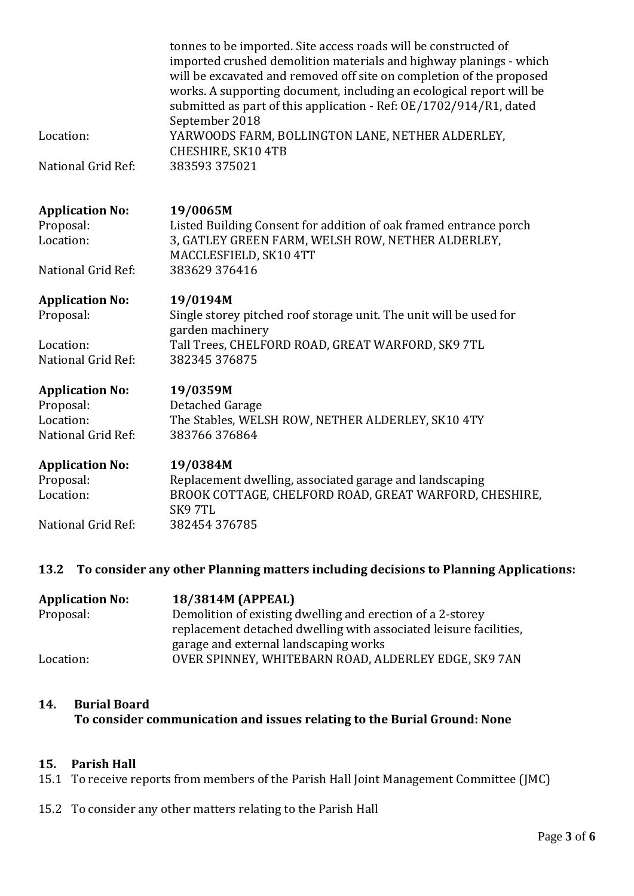| | |
|---|---|
| | tonnes to be imported. Site access roads will be constructed of imported crushed demolition materials and highway planings - which will be excavated and removed off site on completion of the proposed works. A supporting document, including an ecological report will be submitted as part of this application - Ref: OE/1702/914/R1, dated September 2018 |
| Location: | YARWOODS FARM, BOLLINGTON LANE, NETHER ALDERLEY, CHESHIRE, SK10 4TB |
| National Grid Ref: | 383593 375021 |

| | |
|---|---|
| **Application No:** | **19/0065M** |
| Proposal: | Listed Building Consent for addition of oak framed entrance porch |
| Location: | 3, GATLEY GREEN FARM, WELSH ROW, NETHER ALDERLEY, MACCLESFIELD, SK10 4TT |
| National Grid Ref: | 383629 376416 |

| | |
|---|---|
| **Application No:** | **19/0194M** |
| Proposal: | Single storey pitched roof storage unit. The unit will be used for garden machinery |
| Location: | Tall Trees, CHELFORD ROAD, GREAT WARFORD, SK9 7TL |
| National Grid Ref: | 382345 376875 |

| | |
|---|---|
| **Application No:** | **19/0359M** |
| Proposal: | Detached Garage |
| Location: | The Stables, WELSH ROW, NETHER ALDERLEY, SK10 4TY |
| National Grid Ref: | 383766 376864 |

| | |
|---|---|
| **Application No:** | **19/0384M** |
| Proposal: | Replacement dwelling, associated garage and landscaping |
| Location: | BROOK COTTAGE, CHELFORD ROAD, GREAT WARFORD, CHESHIRE, SK9 7TL |
| National Grid Ref: | 382454 376785 |

### 13.2 To consider any other Planning matters including decisions to Planning Applications:

| | |
|---|---|
| **Application No:** | **18/3814M (APPEAL)** |
| Proposal: | Demolition of existing dwelling and erection of a 2-storey replacement detached dwelling with associated leisure facilities, garage and external landscaping works |
| Location: | OVER SPINNEY, WHITEBARN ROAD, ALDERLEY EDGE, SK9 7AN |

## 14. Burial Board

**To consider communication and issues relating to the Burial Ground: None**

## 15. Parish Hall

15.1 To receive reports from members of the Parish Hall Joint Management Committee (JMC)

15.2 To consider any other matters relating to the Parish Hall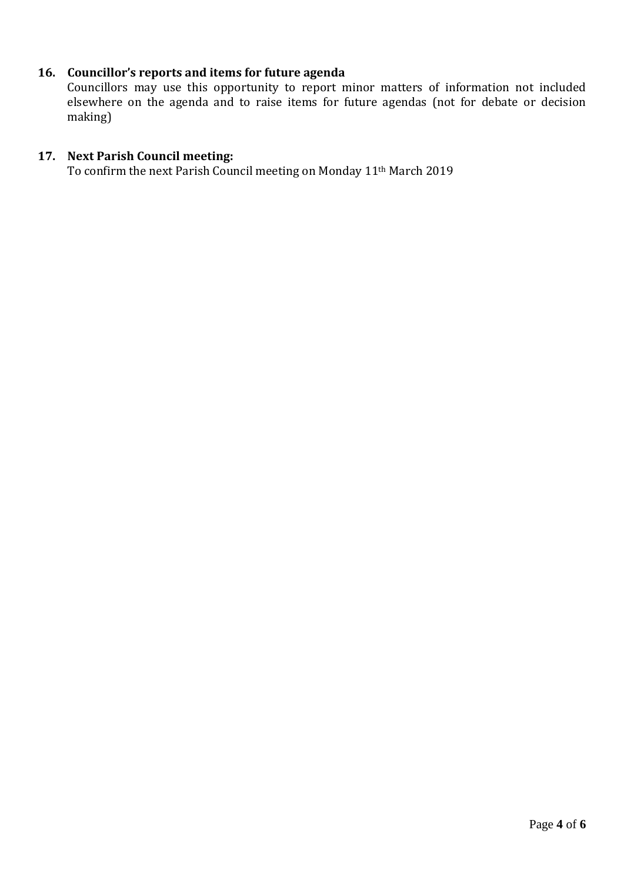**16. Councillor's reports and items for future agenda**

Councillors may use this opportunity to report minor matters of information not included elsewhere on the agenda and to raise items for future agendas (not for debate or decision making)

**17. Next Parish Council meeting:**

To confirm the next Parish Council meeting on Monday 11th March 2019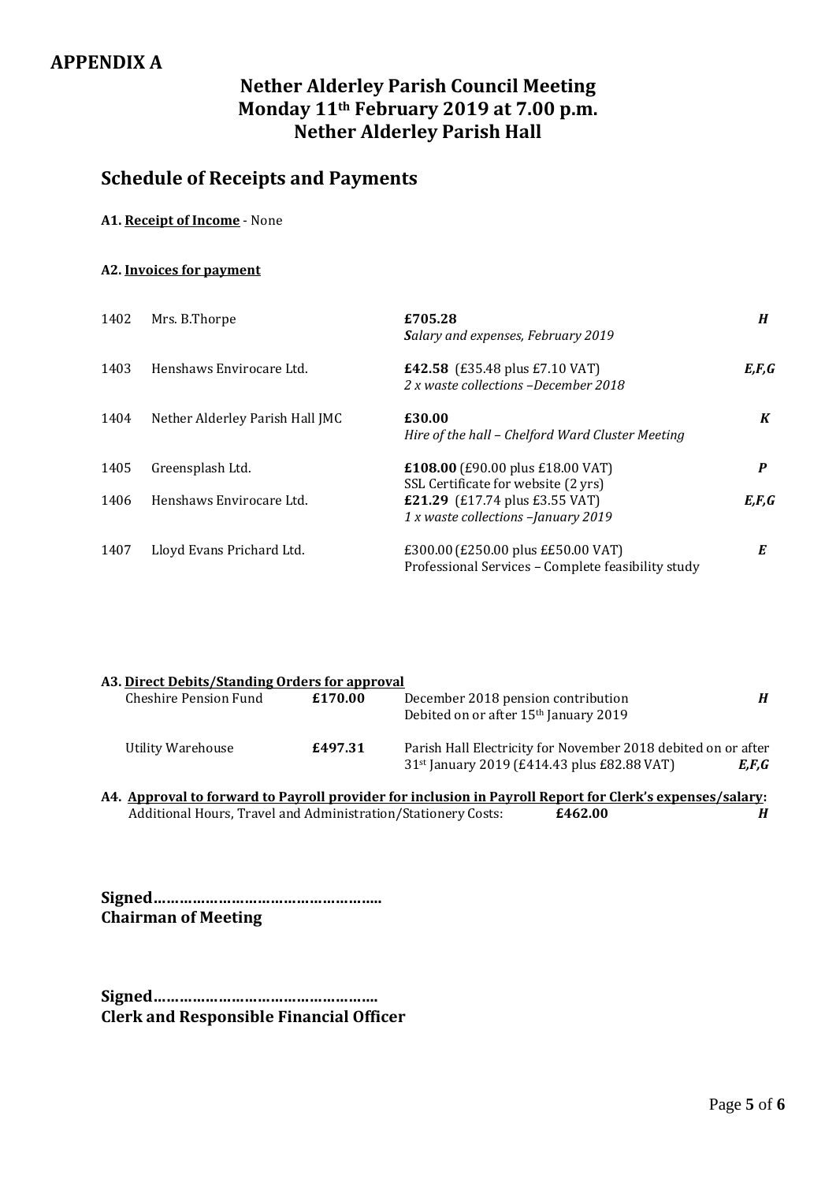## APPENDIX A

# Nether Alderley Parish Council Meeting
# Monday 11th February 2019 at 7.00 p.m.
# Nether Alderley Parish Hall

## Schedule of Receipts and Payments

**A1. Receipt of Income** - None

**A2. Invoices for payment**

| | | | |
|---|---|---|---|
| 1402 | Mrs. B.Thorpe | **£705.28**<br>*Salary and expenses, February 2019* | ***H*** |
| 1403 | Henshaws Envirocare Ltd. | **£42.58** (£35.48 plus £7.10 VAT)<br>*2 x waste collections –December 2018* | ***E,F,G*** |
| 1404 | Nether Alderley Parish Hall JMC | **£30.00**<br>*Hire of the hall – Chelford Ward Cluster Meeting* | ***K*** |
| 1405 | Greensplash Ltd. | **£108.00** (£90.00 plus £18.00 VAT)<br>SSL Certificate for website (2 yrs) | ***P*** |
| 1406 | Henshaws Envirocare Ltd. | **£21.29** (£17.74 plus £3.55 VAT)<br>*1 x waste collections –January 2019* | ***E,F,G*** |
| 1407 | Lloyd Evans Prichard Ltd. | £300.00 (£250.00 plus ££50.00 VAT)<br>Professional Services – Complete feasibility study | ***E*** |

**A3. Direct Debits/Standing Orders for approval**

| | | | |
|---|---|---|---|
| Cheshire Pension Fund | **£170.00** | December 2018 pension contribution<br>Debited on or after 15th January 2019 | ***H*** |
| Utility Warehouse | **£497.31** | Parish Hall Electricity for November 2018 debited on or after 31st January 2019 (£414.43 plus £82.88 VAT) | ***E,F,G*** |

**A4. Approval to forward to Payroll provider for inclusion in Payroll Report for Clerk's expenses/salary:**
Additional Hours, Travel and Administration/Stationery Costs: **£462.00** ***H***

**Signed……………………………………………..**
**Chairman of Meeting**

**Signed…………………………………………….**
**Clerk and Responsible Financial Officer**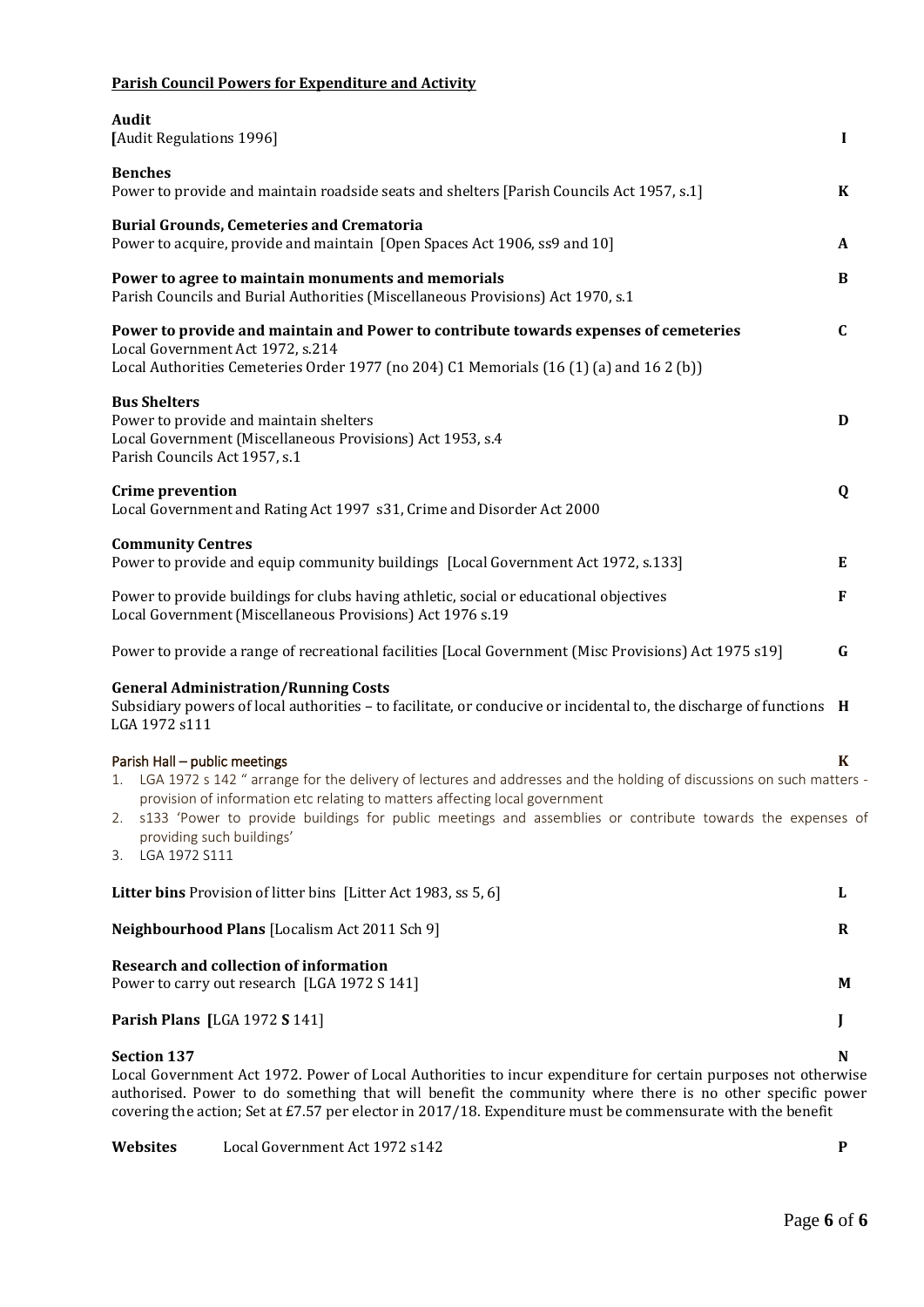**Parish Council Powers for Expenditure and Activity**

**Audit**
[Audit Regulations 1996] **I**

**Benches**
Power to provide and maintain roadside seats and shelters [Parish Councils Act 1957, s.1] **K**

**Burial Grounds, Cemeteries and Crematoria**
Power to acquire, provide and maintain [Open Spaces Act 1906, ss9 and 10] **A**

**Power to agree to maintain monuments and memorials** **B**
Parish Councils and Burial Authorities (Miscellaneous Provisions) Act 1970, s.1

**Power to provide and maintain and Power to contribute towards expenses of cemeteries** **C**
Local Government Act 1972, s.214
Local Authorities Cemeteries Order 1977 (no 204) C1 Memorials (16 (1) (a) and 16 2 (b))

**Bus Shelters**
Power to provide and maintain shelters **D**
Local Government (Miscellaneous Provisions) Act 1953, s.4
Parish Councils Act 1957, s.1

**Crime prevention** **Q**
Local Government and Rating Act 1997 s31, Crime and Disorder Act 2000

**Community Centres**
Power to provide and equip community buildings [Local Government Act 1972, s.133] **E**

Power to provide buildings for clubs having athletic, social or educational objectives **F**
Local Government (Miscellaneous Provisions) Act 1976 s.19

Power to provide a range of recreational facilities [Local Government (Misc Provisions) Act 1975 s19] **G**

**General Administration/Running Costs**
Subsidiary powers of local authorities – to facilitate, or conducive or incidental to, the discharge of functions **H**
LGA 1972 s111

Parish Hall – public meetings **K**

1. LGA 1972 s 142 " arrange for the delivery of lectures and addresses and the holding of discussions on such matters - provision of information etc relating to matters affecting local government
2. s133 'Power to provide buildings for public meetings and assemblies or contribute towards the expenses of providing such buildings'
3. LGA 1972 S111

**Litter bins** Provision of litter bins [Litter Act 1983, ss 5, 6] **L**

**Neighbourhood Plans** [Localism Act 2011 Sch 9] **R**

**Research and collection of information**
Power to carry out research [LGA 1972 S 141] **M**

**Parish Plans [**LGA 1972 **S** 141] **J**

**Section 137** **N**
Local Government Act 1972. Power of Local Authorities to incur expenditure for certain purposes not otherwise authorised. Power to do something that will benefit the community where there is no other specific power covering the action; Set at £7.57 per elector in 2017/18. Expenditure must be commensurate with the benefit

**Websites** Local Government Act 1972 s142 **P**